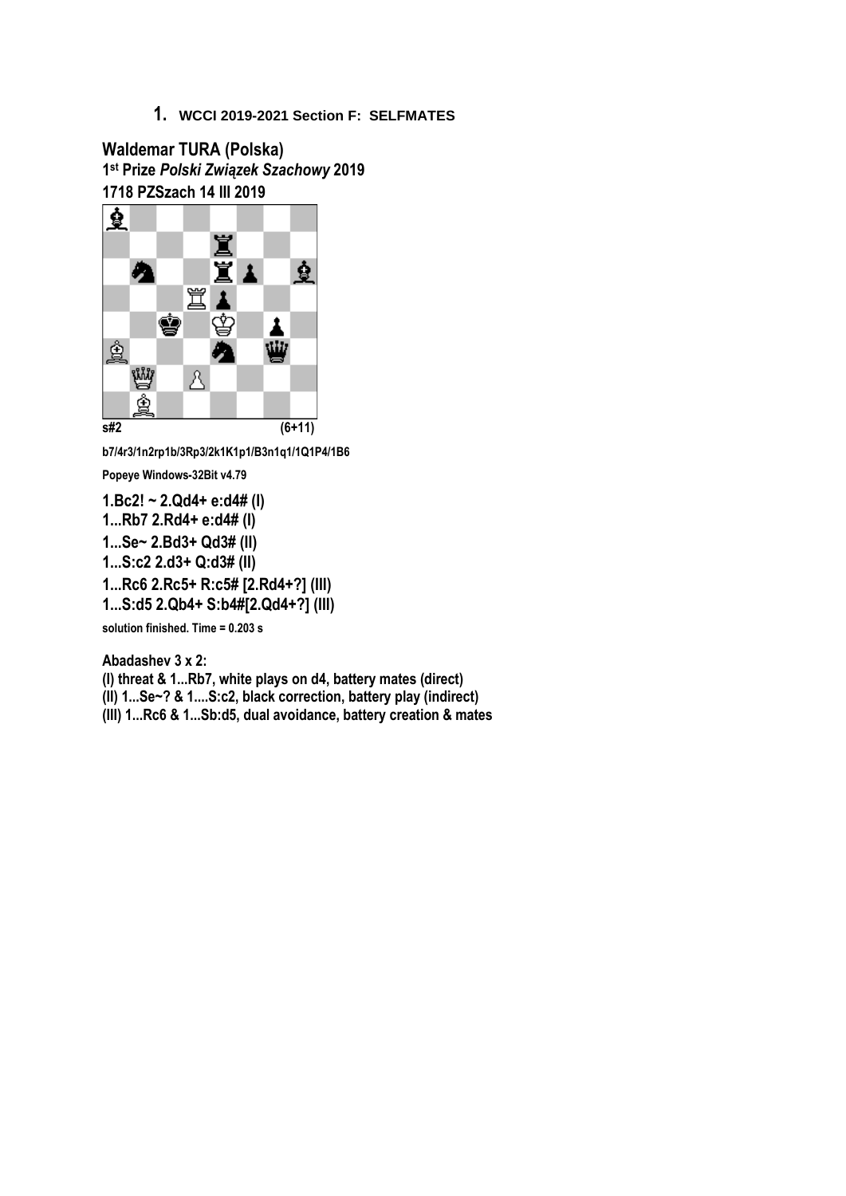# 1. WCCI 2019-2021 Section F: SELFMATES

**Waldemar TURA (Polska)**
**1st Prize *Polski Związek Szachowy* 2019**
**1718 PZSzach 14 III 2019**

**s#2** **(6+11)**

b7/4r3/1n2rp1b/3Rp3/2k1K1p1/B3n1q1/1Q1P4/1B6

Popeye Windows-32Bit v4.79

**1.Bc2! ~ 2.Qd4+ e:d4# (I)**
**1...Rb7 2.Rd4+ e:d4# (I)**
**1...Se~ 2.Bd3+ Qd3# (II)**
**1...S:c2 2.d3+ Q:d3# (II)**
**1...Rc6 2.Rc5+ R:c5# [2.Rd4+?] (III)**
**1...S:d5 2.Qb4+ S:b4#[2.Qd4+?] (III)**

solution finished. Time = 0.203 s

**Abadashev 3 x 2:**
**(I) threat & 1...Rb7, white plays on d4, battery mates (direct)**
**(II) 1...Se~? & 1....S:c2, black correction, battery play (indirect)**
**(III) 1...Rc6 & 1...Sb:d5, dual avoidance, battery creation & mates**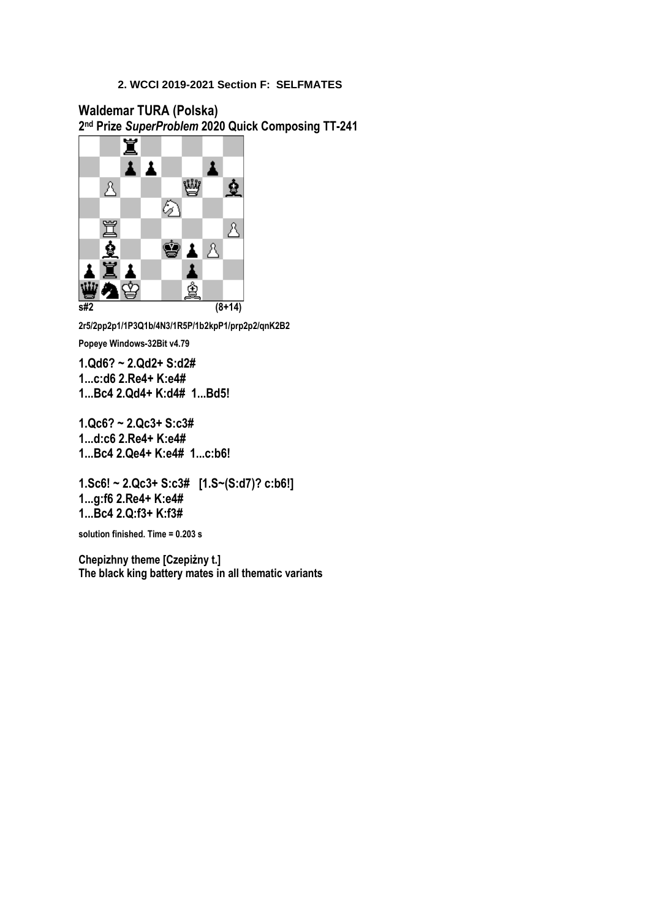**2. WCCI 2019-2021 Section F: SELFMATES**

## Waldemar TURA (Polska)

**2nd Prize *SuperProblem* 2020 Quick Composing TT-241**

**s#2** **(8+14)**

**2r5/2pp2p1/1P3Q1b/4N3/1R5P/1b2kpP1/prp2p2/qnK2B2**

**Popeye Windows-32Bit v4.79**

**1.Qd6? ~ 2.Qd2+ S:d2#**
**1...c:d6 2.Re4+ K:e4#**
**1...Bc4 2.Qd4+ K:d4# 1...Bd5!**

**1.Qc6? ~ 2.Qc3+ S:c3#**
**1...d:c6 2.Re4+ K:e4#**
**1...Bc4 2.Qe4+ K:e4# 1...c:b6!**

**1.Sc6! ~ 2.Qc3+ S:c3# [1.S~(S:d7)? c:b6!]**
**1...g:f6 2.Re4+ K:e4#**
**1...Bc4 2.Q:f3+ K:f3#**

**solution finished. Time = 0.203 s**

**Chepizhny theme [Czepiżny t.]**
**The black king battery mates in all thematic variants**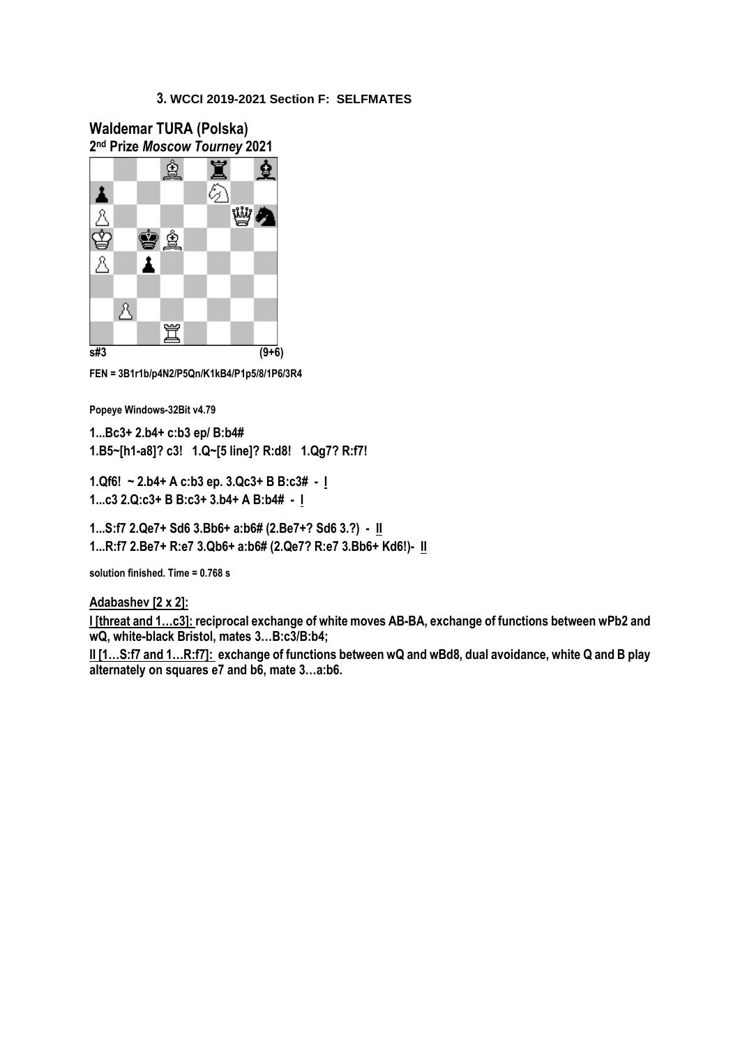**3. WCCI 2019-2021 Section F: SELFMATES**

## Waldemar TURA (Polska)

**2nd Prize *Moscow Tourney* 2021**

**s#3** **(9+6)**

**FEN = 3B1r1b/p4N2/P5Qn/K1kB4/P1p5/8/1P6/3R4**

**Popeye Windows-32Bit v4.79**

**1...Bc3+ 2.b4+ c:b3 ep/ B:b4#**

**1.B5~[h1-a8]? c3! 1.Q~[5 line]? R:d8! 1.Qg7? R:f7!**

**1.Qf6! ~ 2.b4+ A c:b3 ep. 3.Qc3+ B B:c3# - I**

**1...c3 2.Q:c3+ B B:c3+ 3.b4+ A B:b4# - I**

**1...S:f7 2.Qe7+ Sd6 3.Bb6+ a:b6# (2.Be7+? Sd6 3.?) - II**

**1...R:f7 2.Be7+ R:e7 3.Qb6+ a:b6# (2.Qe7? R:e7 3.Bb6+ Kd6!)- II**

**solution finished. Time = 0.768 s**

**Adabashev [2 x 2]:**

**I [threat and 1…c3]: reciprocal exchange of white moves AB-BA, exchange of functions between wPb2 and wQ, white-black Bristol, mates 3…B:c3/B:b4;**

**II [1…S:f7 and 1…R:f7]: exchange of functions between wQ and wBd8, dual avoidance, white Q and B play alternately on squares e7 and b6, mate 3…a:b6.**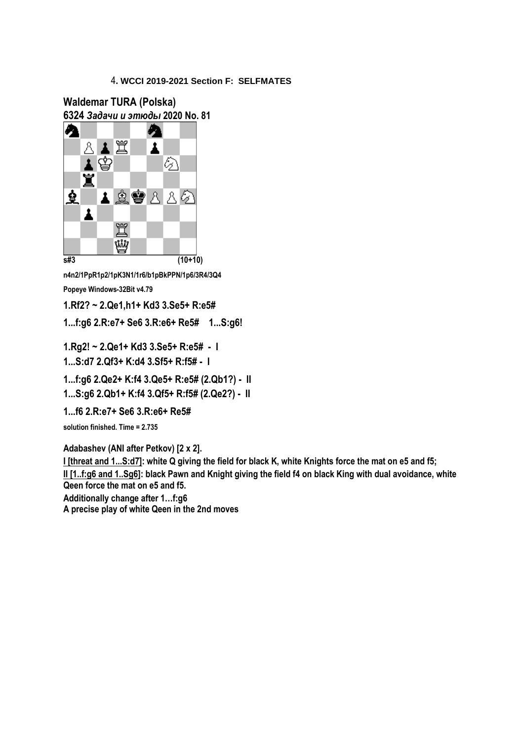4. **WCCI 2019-2021 Section F: SELFMATES**

## Waldemar TURA (Polska)

**6324 *Задачи и этюды* 2020 No. 81**

**s#3 (10+10)**

**n4n2/1PpR1p2/1pK3N1/1r6/b1pBkPPN/1p6/3R4/3Q4**

**Popeye Windows-32Bit v4.79**

**1.Rf2? ~ 2.Qe1,h1+ Kd3 3.Se5+ R:e5#**

**1...f:g6 2.R:e7+ Se6 3.R:e6+ Re5# 1...S:g6!**

**1.Rg2! ~ 2.Qe1+ Kd3 3.Se5+ R:e5# - I**

**1...S:d7 2.Qf3+ K:d4 3.Sf5+ R:f5# - I**

**1...f:g6 2.Qe2+ K:f4 3.Qe5+ R:e5# (2.Qb1?) - II**

**1...S:g6 2.Qb1+ K:f4 3.Qf5+ R:f5# (2.Qe2?) - II**

**1...f6 2.R:e7+ Se6 3.R:e6+ Re5#**

**solution finished. Time = 2.735**

**Adabashev (ANI after Petkov) [2 x 2].**

**<u>I [threat and 1...S:d7]</u>: white Q giving the field for black K, white Knights force the mat on e5 and f5;**

**<u>II [1..f:g6 and 1..Sg6]</u>: black Pawn and Knight giving the field f4 on black King with dual avoidance, white Qeen force the mat on e5 and f5.**

**Additionally change after 1…f:g6**

**A precise play of white Qeen in the 2nd moves**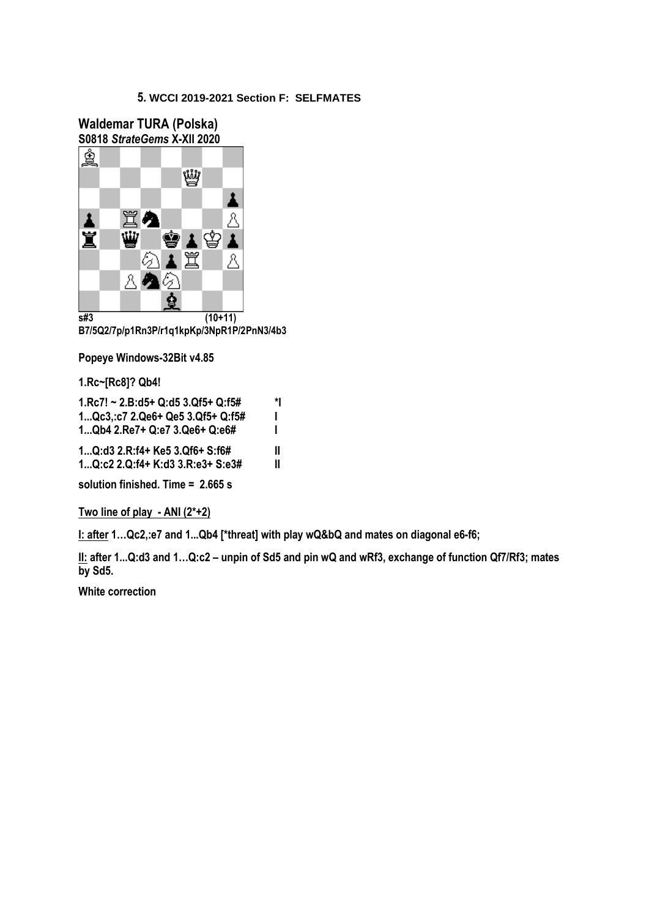## 5. WCCI 2019-2021 Section F: SELFMATES

**Waldemar TURA (Polska)**
**S0818 *StrateGems* X-XII 2020**

**s#3 (10+11)**
**B7/5Q2/7p/p1Rn3P/r1q1kpKp/3NpR1P/2PnN3/4b3**

**Popeye Windows-32Bit v4.85**

**1.Rc~[Rc8]? Qb4!**

| | |
|---|---|
| **1.Rc7! ~ 2.B:d5+ Q:d5 3.Qf5+ Q:f5#** | **\*I** |
| **1...Qc3,:c7 2.Qe6+ Qe5 3.Qf5+ Q:f5#** | **I** |
| **1...Qb4 2.Re7+ Q:e7 3.Qe6+ Q:e6#** | **I** |
| **1...Q:d3 2.R:f4+ Ke5 3.Qf6+ S:f6#** | **II** |
| **1...Q:c2 2.Q:f4+ K:d3 3.R:e3+ S:e3#** | **II** |

**solution finished. Time = 2.665 s**

**<u>Two line of play - ANI (2\*+2)</u>**

**<u>I: after</u> 1…Qc2,:e7 and 1...Qb4 [\*threat] with play wQ&bQ and mates on diagonal e6-f6;**

**<u>II:</u> after 1...Q:d3 and 1…Q:c2 – unpin of Sd5 and pin wQ and wRf3, exchange of function Qf7/Rf3; mates by Sd5.**

**White correction**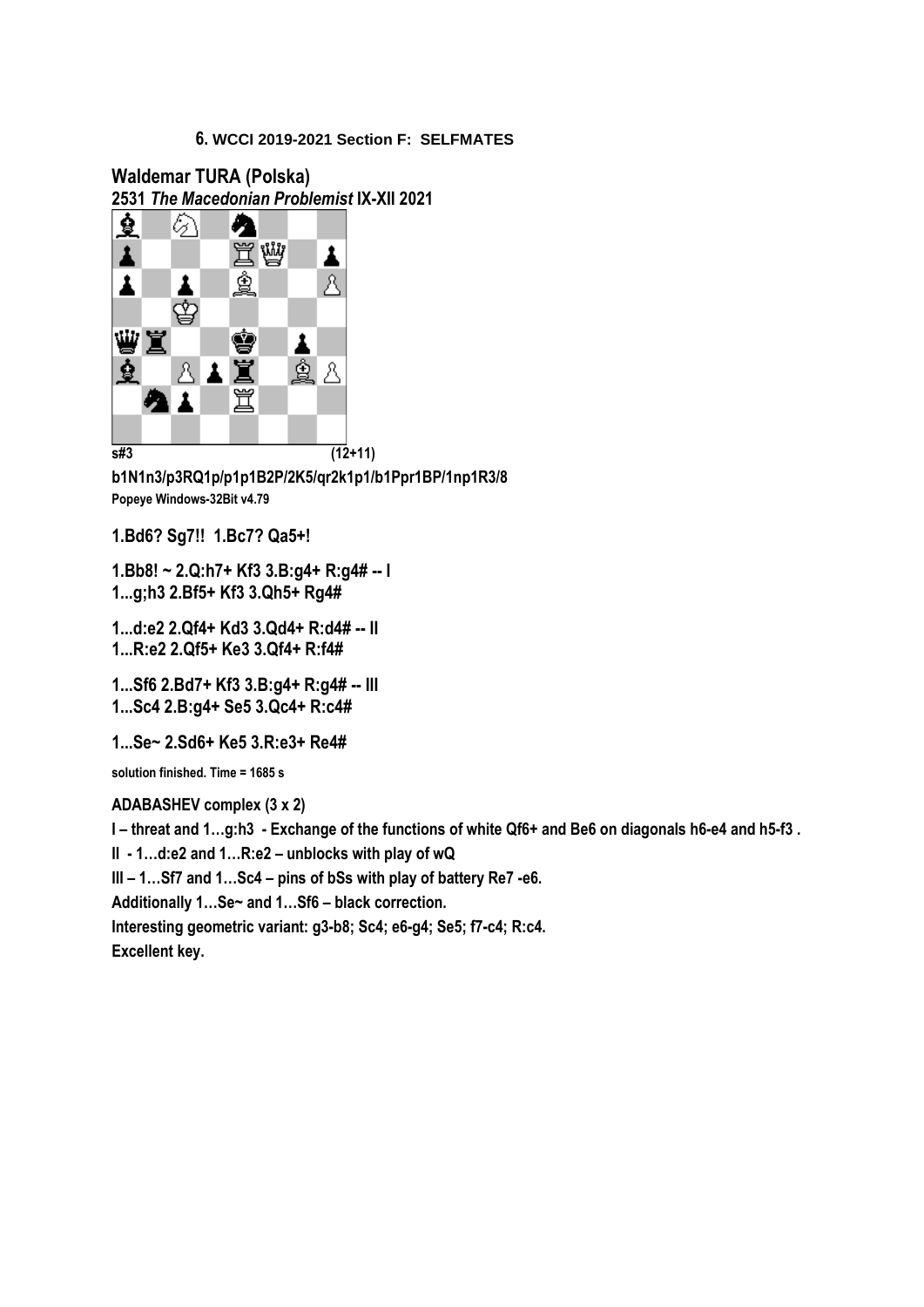## 6. WCCI 2019-2021 Section F: SELFMATES

**Waldemar TURA (Polska)**
**2531 *The Macedonian Problemist* IX-XII 2021**

**s#3** **(12+11)**

**b1N1n3/p3RQ1p/p1p1B2P/2K5/qr2k1p1/b1Ppr1BP/1np1R3/8**

**Popeye Windows-32Bit v4.79**

**1.Bd6? Sg7!! 1.Bc7? Qa5+!**

**1.Bb8! ~ 2.Q:h7+ Kf3 3.B:g4+ R:g4# -- I**
**1...g;h3 2.Bf5+ Kf3 3.Qh5+ Rg4#**

**1...d:e2 2.Qf4+ Kd3 3.Qd4+ R:d4# -- II**
**1...R:e2 2.Qf5+ Ke3 3.Qf4+ R:f4#**

**1...Sf6 2.Bd7+ Kf3 3.B:g4+ R:g4# -- III**
**1...Sc4 2.B:g4+ Se5 3.Qc4+ R:c4#**

**1...Se~ 2.Sd6+ Ke5 3.R:e3+ Re4#**

**solution finished. Time = 1685 s**

**ADABASHEV complex (3 x 2)**

**I – threat and 1…g:h3 - Exchange of the functions of white Qf6+ and Be6 on diagonals h6-e4 and h5-f3 .**

**II - 1…d:e2 and 1…R:e2 – unblocks with play of wQ**

**III – 1…Sf7 and 1…Sc4 – pins of bSs with play of battery Re7 -e6.**

**Additionally 1…Se~ and 1…Sf6 – black correction.**

**Interesting geometric variant: g3-b8; Sc4; e6-g4; Se5; f7-c4; R:c4.**

**Excellent key.**